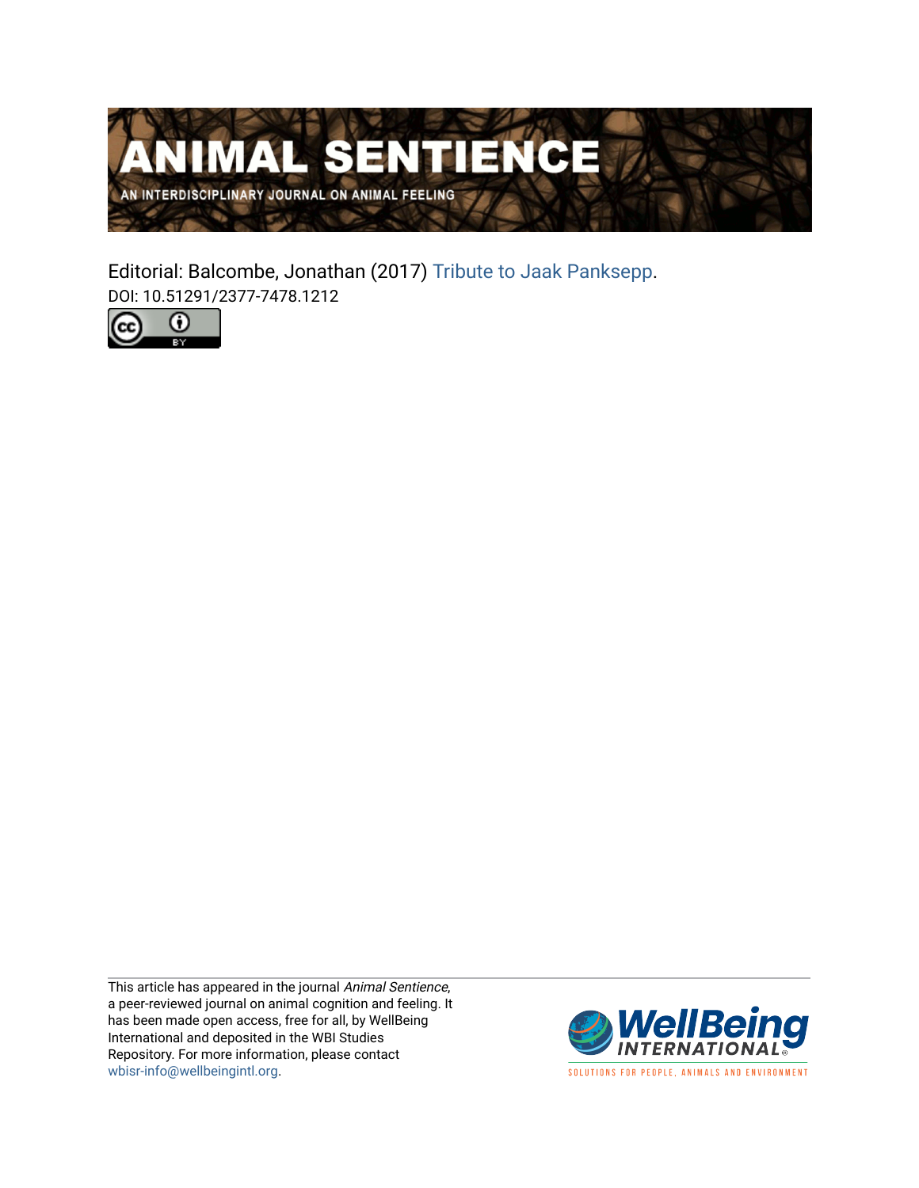# ANIMAL SENTIENCE

AN INTERDISCIPLINARY JOURNAL ON ANIMAL FEELING

Editorial: Balcombe, Jonathan (2017) Tribute to Jaak Panksepp.
DOI: 10.51291/2377-7478.1212

This article has appeared in the journal *Animal Sentience*, a peer-reviewed journal on animal cognition and feeling. It has been made open access, free for all, by WellBeing International and deposited in the WBI Studies Repository. For more information, please contact wbisr-info@wellbeingintl.org.

WellBeing INTERNATIONAL

SOLUTIONS FOR PEOPLE, ANIMALS AND ENVIRONMENT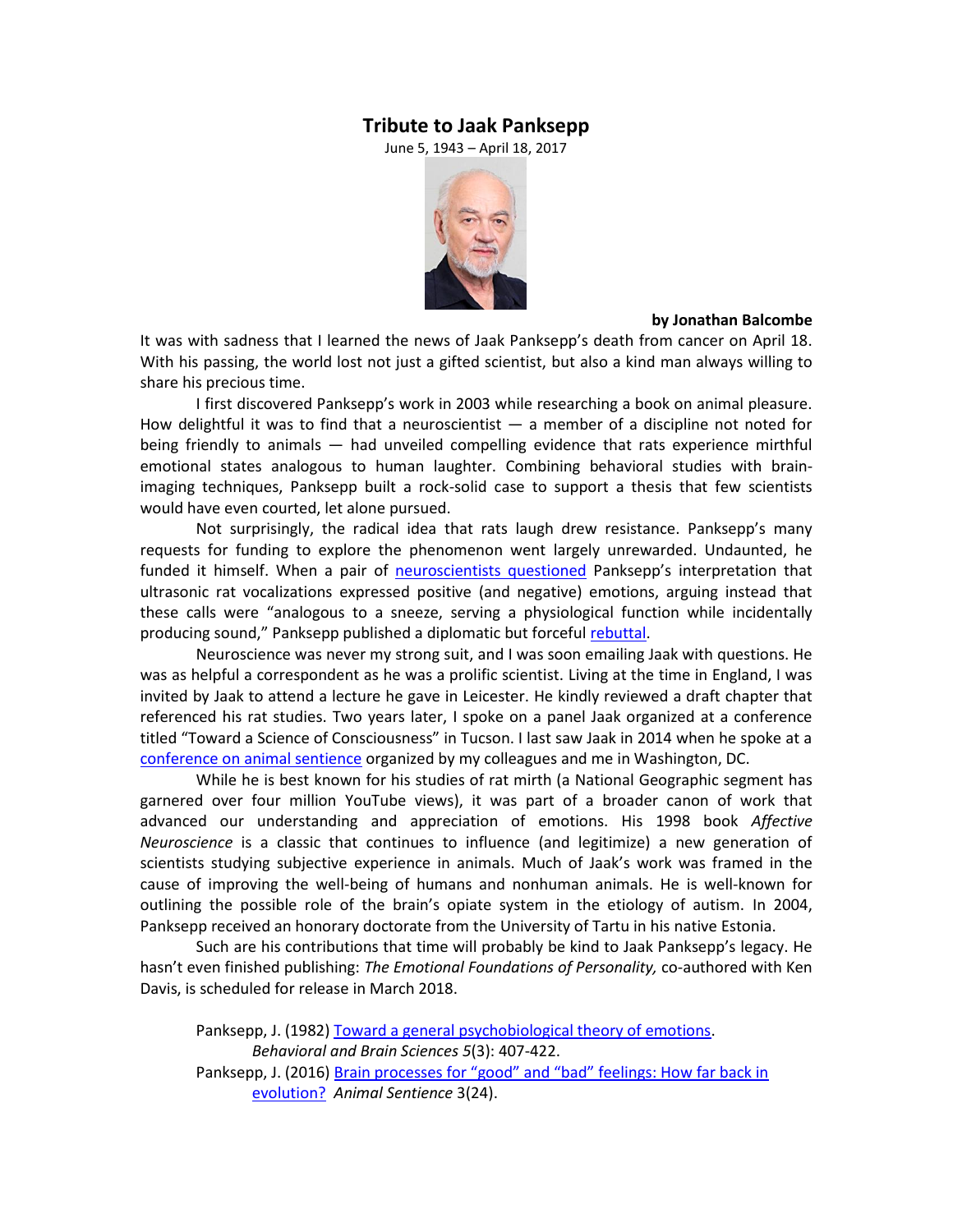# Tribute to Jaak Panksepp

June 5, 1943 – April 18, 2017

**by Jonathan Balcombe**

It was with sadness that I learned the news of Jaak Panksepp's death from cancer on April 18. With his passing, the world lost not just a gifted scientist, but also a kind man always willing to share his precious time.

I first discovered Panksepp's work in 2003 while researching a book on animal pleasure. How delightful it was to find that a neuroscientist — a member of a discipline not noted for being friendly to animals — had unveiled compelling evidence that rats experience mirthful emotional states analogous to human laughter. Combining behavioral studies with brain-imaging techniques, Panksepp built a rock-solid case to support a thesis that few scientists would have even courted, let alone pursued.

Not surprisingly, the radical idea that rats laugh drew resistance. Panksepp's many requests for funding to explore the phenomenon went largely unrewarded. Undaunted, he funded it himself. When a pair of neuroscientists questioned Panksepp's interpretation that ultrasonic rat vocalizations expressed positive (and negative) emotions, arguing instead that these calls were "analogous to a sneeze, serving a physiological function while incidentally producing sound," Panksepp published a diplomatic but forceful rebuttal.

Neuroscience was never my strong suit, and I was soon emailing Jaak with questions. He was as helpful a correspondent as he was a prolific scientist. Living at the time in England, I was invited by Jaak to attend a lecture he gave in Leicester. He kindly reviewed a draft chapter that referenced his rat studies. Two years later, I spoke on a panel Jaak organized at a conference titled "Toward a Science of Consciousness" in Tucson. I last saw Jaak in 2014 when he spoke at a conference on animal sentience organized by my colleagues and me in Washington, DC.

While he is best known for his studies of rat mirth (a National Geographic segment has garnered over four million YouTube views), it was part of a broader canon of work that advanced our understanding and appreciation of emotions. His 1998 book *Affective Neuroscience* is a classic that continues to influence (and legitimize) a new generation of scientists studying subjective experience in animals. Much of Jaak's work was framed in the cause of improving the well-being of humans and nonhuman animals. He is well-known for outlining the possible role of the brain's opiate system in the etiology of autism. In 2004, Panksepp received an honorary doctorate from the University of Tartu in his native Estonia.

Such are his contributions that time will probably be kind to Jaak Panksepp's legacy. He hasn't even finished publishing: *The Emotional Foundations of Personality,* co-authored with Ken Davis, is scheduled for release in March 2018.

Panksepp, J. (1982) Toward a general psychobiological theory of emotions. *Behavioral and Brain Sciences 5*(3): 407-422.

Panksepp, J. (2016) Brain processes for "good" and "bad" feelings: How far back in evolution? *Animal Sentience* 3(24).